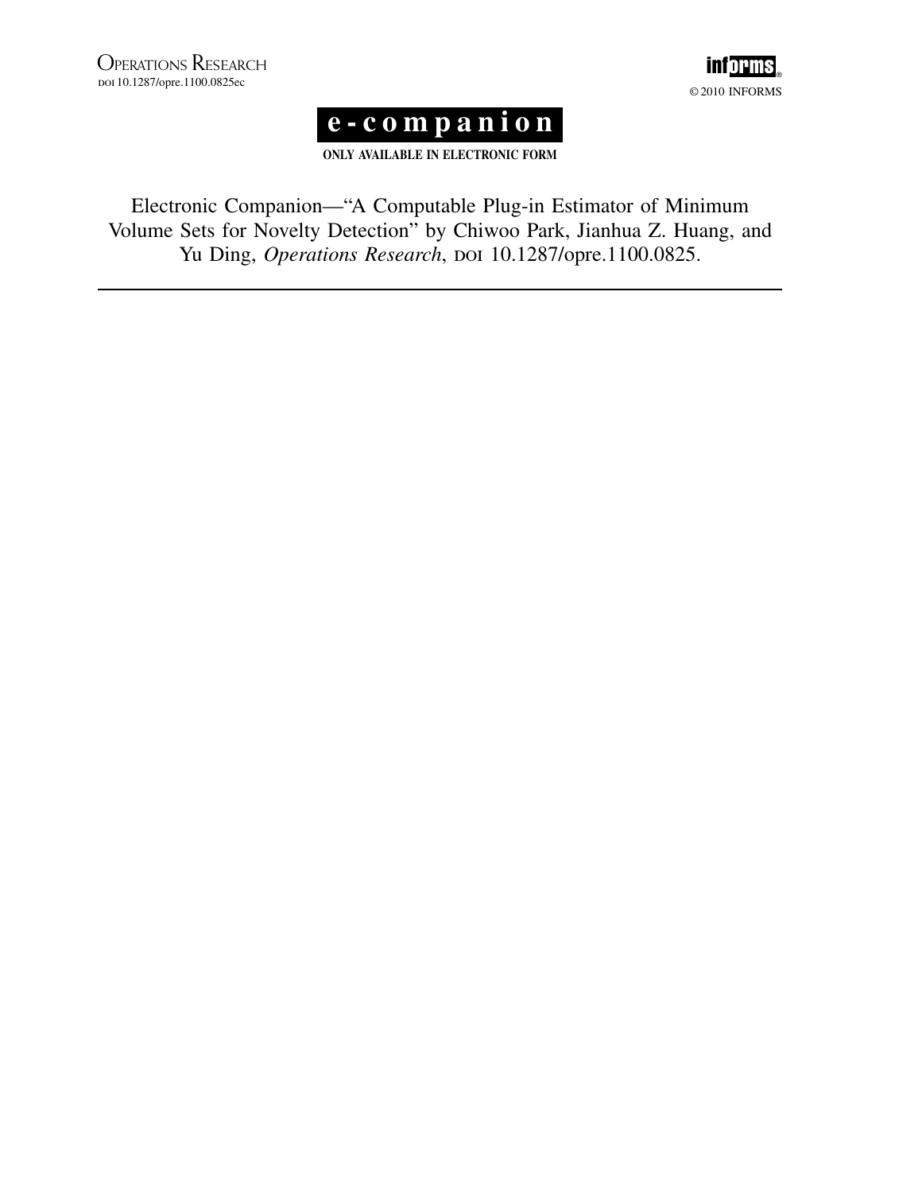# e-companion

**ONLY AVAILABLE IN ELECTRONIC FORM**

Electronic Companion—"A Computable Plug-in Estimator of Minimum Volume Sets for Novelty Detection" by Chiwoo Park, Jianhua Z. Huang, and Yu Ding, *Operations Research*, DOI 10.1287/opre.1100.0825.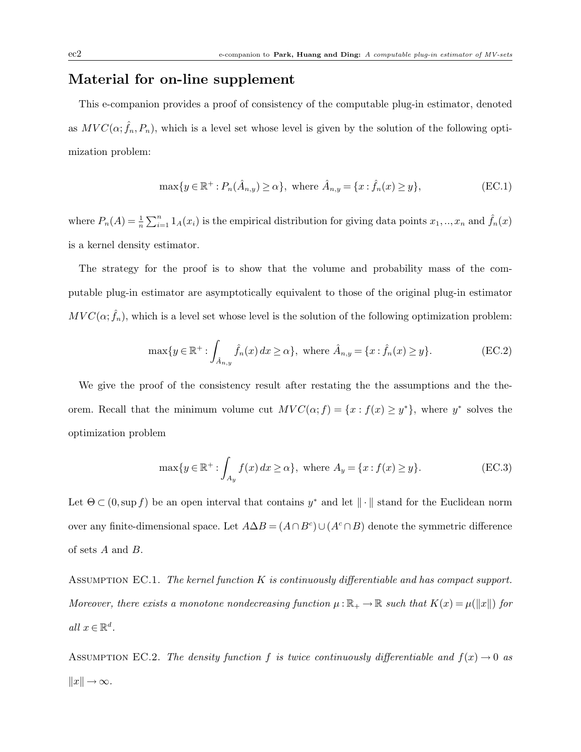## Material for on-line supplement

This e-companion provides a proof of consistency of the computable plug-in estimator, denoted as $MVC(\alpha; \hat{f}_n, P_n)$, which is a level set whose level is given by the solution of the following optimization problem:

$$\max\{y \in \mathbb{R}^+ : P_n(\hat{A}_{n,y}) \geq \alpha\}, \text{ where } \hat{A}_{n,y} = \{x : \hat{f}_n(x) \geq y\}, \tag{EC.1}$$

where $P_n(A) = \frac{1}{n}\sum_{i=1}^n 1_A(x_i)$ is the empirical distribution for giving data points $x_1, .., x_n$ and $\hat{f}_n(x)$ is a kernel density estimator.

The strategy for the proof is to show that the volume and probability mass of the computable plug-in estimator are asymptotically equivalent to those of the original plug-in estimator $MVC(\alpha; \hat{f}_n)$, which is a level set whose level is the solution of the following optimization problem:

$$\max\{y \in \mathbb{R}^+ : \int_{\hat{A}_{n,y}} \hat{f}_n(x)\, dx \geq \alpha\}, \text{ where } \hat{A}_{n,y} = \{x : \hat{f}_n(x) \geq y\}. \tag{EC.2}$$

We give the proof of the consistency result after restating the the assumptions and the theorem. Recall that the minimum volume cut $MVC(\alpha; f) = \{x : f(x) \geq y^*\}$, where $y^*$ solves the optimization problem

$$\max\{y \in \mathbb{R}^+ : \int_{A_y} f(x)\, dx \geq \alpha\}, \text{ where } A_y = \{x : f(x) \geq y\}. \tag{EC.3}$$

Let $\Theta \subset (0, \sup f)$ be an open interval that contains $y^*$ and let $\|\cdot\|$ stand for the Euclidean norm over any finite-dimensional space. Let $A \Delta B = (A \cap B^c) \cup (A^c \cap B)$ denote the symmetric difference of sets $A$ and $B$.

Assumption EC.1. *The kernel function $K$ is continuously differentiable and has compact support. Moreover, there exists a monotone nondecreasing function $\mu : \mathbb{R}_+ \to \mathbb{R}$ such that $K(x) = \mu(\|x\|)$ for all $x \in \mathbb{R}^d$.*

Assumption EC.2. *The density function $f$ is twice continuously differentiable and $f(x) \to 0$ as $\|x\| \to \infty$.*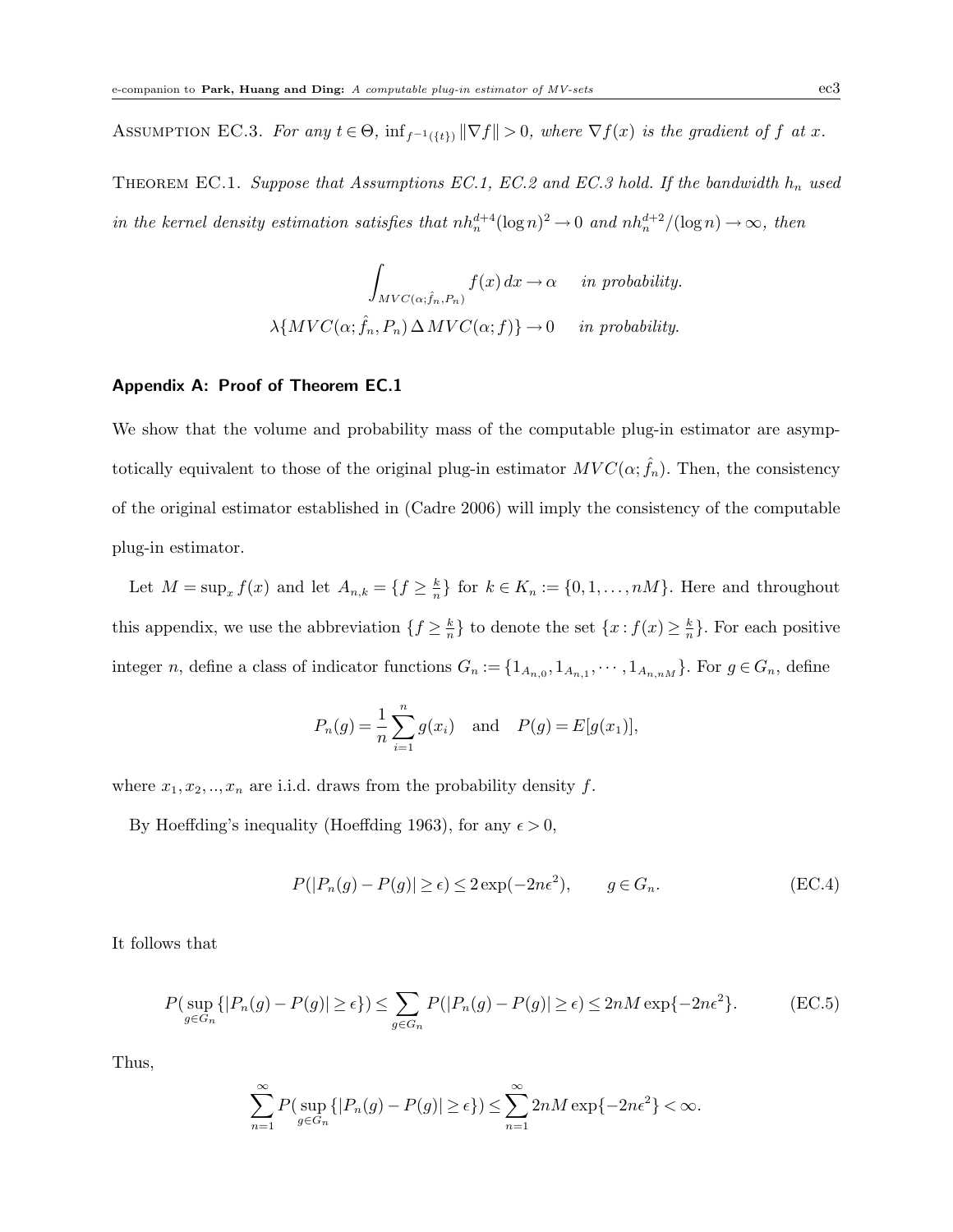Assumption EC.3. *For any $t \in \Theta$, $\inf_{f^{-1}(\{t\})} \|\nabla f\| > 0$, where $\nabla f(x)$ is the gradient of $f$ at $x$.*

Theorem EC.1. *Suppose that Assumptions EC.1, EC.2 and EC.3 hold. If the bandwidth $h_n$ used in the kernel density estimation satisfies that $nh_n^{d+4}(\log n)^2 \to 0$ and $nh_n^{d+2}/(\log n) \to \infty$, then*

$$\int_{MVC(\alpha;\hat{f}_n,P_n)} f(x)\,dx \to \alpha \quad \text{in probability.}$$

$$\lambda\{MVC(\alpha;\hat{f}_n,P_n)\,\Delta\,MVC(\alpha;f)\} \to 0 \quad \text{in probability.}$$

### Appendix A: Proof of Theorem EC.1

We show that the volume and probability mass of the computable plug-in estimator are asymptotically equivalent to those of the original plug-in estimator $MVC(\alpha;\hat{f}_n)$. Then, the consistency of the original estimator established in (Cadre 2006) will imply the consistency of the computable plug-in estimator.

Let $M = \sup_x f(x)$ and let $A_{n,k} = \{f \geq \frac{k}{n}\}$ for $k \in K_n := \{0,1,\ldots,nM\}$. Here and throughout this appendix, we use the abbreviation $\{f \geq \frac{k}{n}\}$ to denote the set $\{x : f(x) \geq \frac{k}{n}\}$. For each positive integer $n$, define a class of indicator functions $G_n := \{1_{A_{n,0}}, 1_{A_{n,1}}, \cdots, 1_{A_{n,nM}}\}$. For $g \in G_n$, define

$$P_n(g) = \frac{1}{n}\sum_{i=1}^{n} g(x_i) \quad \text{and} \quad P(g) = E[g(x_1)],$$

where $x_1, x_2, .., x_n$ are i.i.d. draws from the probability density $f$.

By Hoeffding's inequality (Hoeffding 1963), for any $\epsilon > 0$,

$$P(|P_n(g) - P(g)| \geq \epsilon) \leq 2\exp(-2n\epsilon^2), \qquad g \in G_n. \tag{EC.4}$$

It follows that

$$P(\sup_{g\in G_n}\{|P_n(g) - P(g)| \geq \epsilon\}) \leq \sum_{g\in G_n} P(|P_n(g) - P(g)| \geq \epsilon) \leq 2nM\exp\{-2n\epsilon^2\}. \tag{EC.5}$$

Thus,

$$\sum_{n=1}^{\infty} P(\sup_{g\in G_n}\{|P_n(g) - P(g)| \geq \epsilon\}) \leq \sum_{n=1}^{\infty} 2nM\exp\{-2n\epsilon^2\} < \infty.$$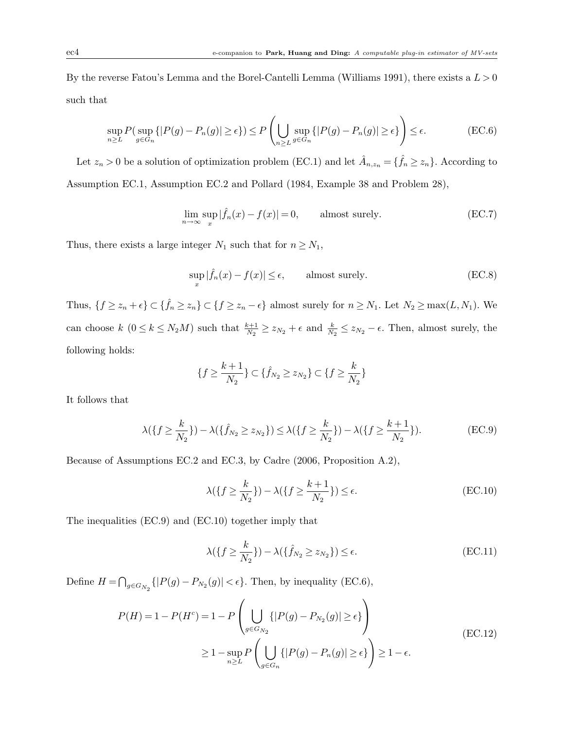By the reverse Fatou's Lemma and the Borel-Cantelli Lemma (Williams 1991), there exists a $L > 0$ such that

$$\sup_{n \geq L} P(\sup_{g \in G_n} \{|P(g) - P_n(g)| \geq \epsilon\}) \leq P\left(\bigcup_{n \geq L} \sup_{g \in G_n} \{|P(g) - P_n(g)| \geq \epsilon\}\right) \leq \epsilon. \tag{EC.6}$$

Let $z_n > 0$ be a solution of optimization problem (EC.1) and let $\hat{A}_{n,z_n} = \{\hat{f}_n \geq z_n\}$. According to Assumption EC.1, Assumption EC.2 and Pollard (1984, Example 38 and Problem 28),

$$\lim_{n \to \infty} \sup_x |\hat{f}_n(x) - f(x)| = 0, \qquad \text{almost surely.} \tag{EC.7}$$

Thus, there exists a large integer $N_1$ such that for $n \geq N_1$,

$$\sup_x |\hat{f}_n(x) - f(x)| \leq \epsilon, \qquad \text{almost surely.} \tag{EC.8}$$

Thus, $\{f \geq z_n + \epsilon\} \subset \{\hat{f}_n \geq z_n\} \subset \{f \geq z_n - \epsilon\}$ almost surely for $n \geq N_1$. Let $N_2 \geq \max(L, N_1)$. We can choose $k$ ($0 \leq k \leq N_2 M$) such that $\frac{k+1}{N_2} \geq z_{N_2} + \epsilon$ and $\frac{k}{N_2} \leq z_{N_2} - \epsilon$. Then, almost surely, the following holds:

$$\{f \geq \frac{k+1}{N_2}\} \subset \{\hat{f}_{N_2} \geq z_{N_2}\} \subset \{f \geq \frac{k}{N_2}\}$$

It follows that

$$\lambda(\{f \geq \frac{k}{N_2}\}) - \lambda(\{\hat{f}_{N_2} \geq z_{N_2}\}) \leq \lambda(\{f \geq \frac{k}{N_2}\}) - \lambda(\{f \geq \frac{k+1}{N_2}\}). \tag{EC.9}$$

Because of Assumptions EC.2 and EC.3, by Cadre (2006, Proposition A.2),

$$\lambda(\{f \geq \frac{k}{N_2}\}) - \lambda(\{f \geq \frac{k+1}{N_2}\}) \leq \epsilon. \tag{EC.10}$$

The inequalities (EC.9) and (EC.10) together imply that

$$\lambda(\{f \geq \frac{k}{N_2}\}) - \lambda(\{\hat{f}_{N_2} \geq z_{N_2}\}) \leq \epsilon. \tag{EC.11}$$

Define $H = \bigcap_{g \in G_{N_2}} \{|P(g) - P_{N_2}(g)| < \epsilon\}$. Then, by inequality (EC.6),

$$\begin{aligned} P(H) = 1 - P(H^c) &= 1 - P\left(\bigcup_{g \in G_{N_2}} \{|P(g) - P_{N_2}(g)| \geq \epsilon\}\right) \\ &\geq 1 - \sup_{n \geq L} P\left(\bigcup_{g \in G_n} \{|P(g) - P_n(g)| \geq \epsilon\}\right) \geq 1 - \epsilon. \end{aligned} \tag{EC.12}$$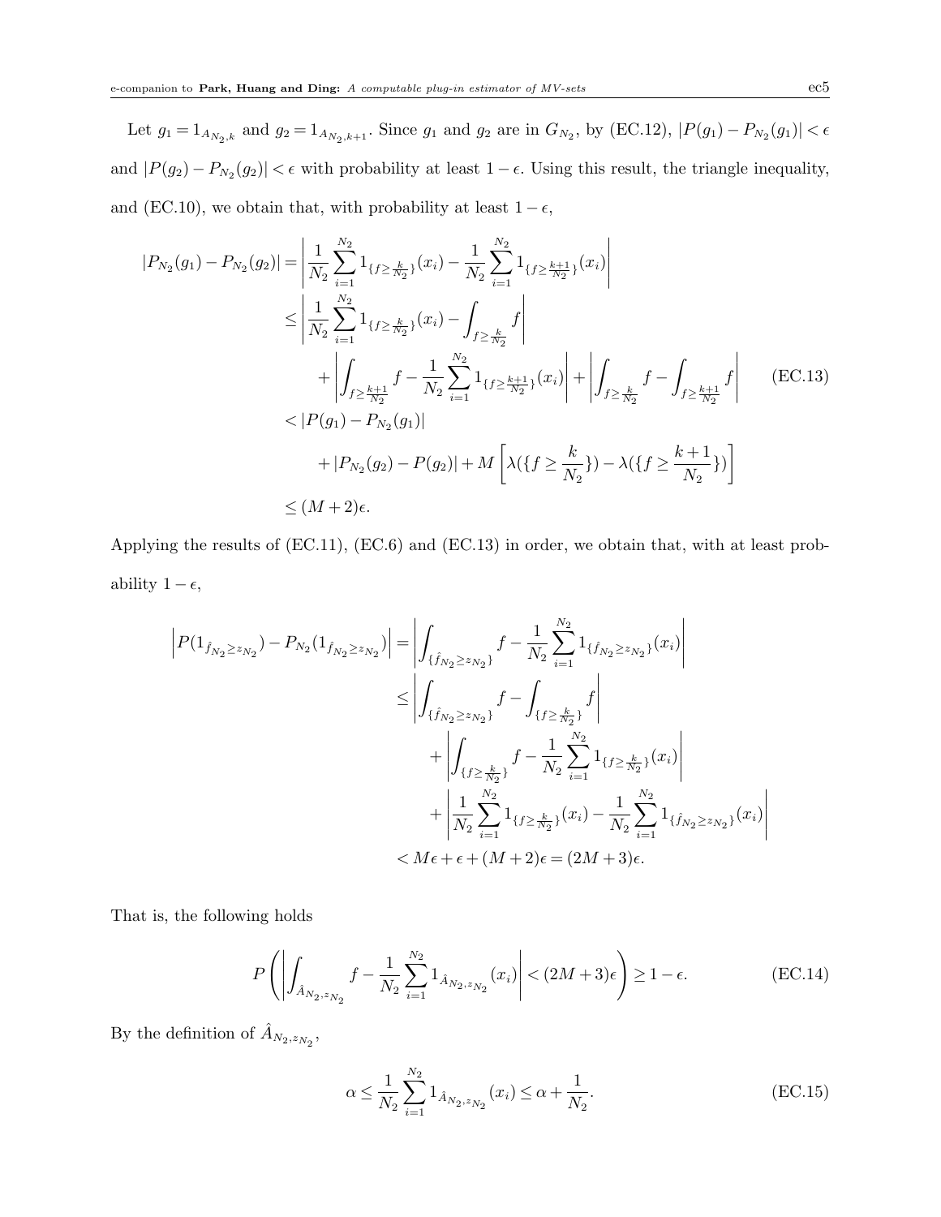Let $g_1 = 1_{A_{N_2,k}}$ and $g_2 = 1_{A_{N_2,k+1}}$. Since $g_1$ and $g_2$ are in $G_{N_2}$, by (EC.12), $|P(g_1) - P_{N_2}(g_1)| < \epsilon$ and $|P(g_2) - P_{N_2}(g_2)| < \epsilon$ with probability at least $1 - \epsilon$. Using this result, the triangle inequality, and (EC.10), we obtain that, with probability at least $1 - \epsilon$,

$$
\begin{aligned}
|P_{N_2}(g_1) - P_{N_2}(g_2)| &= \left| \frac{1}{N_2} \sum_{i=1}^{N_2} 1_{\{f \geq \frac{k}{N_2}\}}(x_i) - \frac{1}{N_2} \sum_{i=1}^{N_2} 1_{\{f \geq \frac{k+1}{N_2}\}}(x_i) \right| \\
&\leq \left| \frac{1}{N_2} \sum_{i=1}^{N_2} 1_{\{f \geq \frac{k}{N_2}\}}(x_i) - \int_{f \geq \frac{k}{N_2}} f \right| \\
&\quad + \left| \int_{f \geq \frac{k+1}{N_2}} f - \frac{1}{N_2} \sum_{i=1}^{N_2} 1_{\{f \geq \frac{k+1}{N_2}\}}(x_i) \right| + \left| \int_{f \geq \frac{k}{N_2}} f - \int_{f \geq \frac{k+1}{N_2}} f \right| \qquad \text{(EC.13)} \\
&< |P(g_1) - P_{N_2}(g_1)| \\
&\quad + |P_{N_2}(g_2) - P(g_2)| + M \left[ \lambda(\{f \geq \frac{k}{N_2}\}) - \lambda(\{f \geq \frac{k+1}{N_2}\}) \right] \\
&\leq (M+2)\epsilon.
\end{aligned}
$$

Applying the results of (EC.11), (EC.6) and (EC.13) in order, we obtain that, with at least probability $1 - \epsilon$,

$$
\begin{aligned}
\left| P(1_{\hat{f}_{N_2} \geq z_{N_2}}) - P_{N_2}(1_{\hat{f}_{N_2} \geq z_{N_2}}) \right| &= \left| \int_{\{\hat{f}_{N_2} \geq z_{N_2}\}} f - \frac{1}{N_2} \sum_{i=1}^{N_2} 1_{\{\hat{f}_{N_2} \geq z_{N_2}\}}(x_i) \right| \\
&\leq \left| \int_{\{\hat{f}_{N_2} \geq z_{N_2}\}} f - \int_{\{f \geq \frac{k}{N_2}\}} f \right| \\
&\quad + \left| \int_{\{f \geq \frac{k}{N_2}\}} f - \frac{1}{N_2} \sum_{i=1}^{N_2} 1_{\{f \geq \frac{k}{N_2}\}}(x_i) \right| \\
&\quad + \left| \frac{1}{N_2} \sum_{i=1}^{N_2} 1_{\{f \geq \frac{k}{N_2}\}}(x_i) - \frac{1}{N_2} \sum_{i=1}^{N_2} 1_{\{\hat{f}_{N_2} \geq z_{N_2}\}}(x_i) \right| \\
&< M\epsilon + \epsilon + (M+2)\epsilon = (2M+3)\epsilon.
\end{aligned}
$$

That is, the following holds

$$
P\left( \left| \int_{\hat{A}_{N_2, z_{N_2}}} f - \frac{1}{N_2} \sum_{i=1}^{N_2} 1_{\hat{A}_{N_2, z_{N_2}}}(x_i) \right| < (2M+3)\epsilon \right) \geq 1 - \epsilon. \qquad \text{(EC.14)}
$$

By the definition of $\hat{A}_{N_2, z_{N_2}}$,

$$
\alpha \leq \frac{1}{N_2} \sum_{i=1}^{N_2} 1_{\hat{A}_{N_2, z_{N_2}}}(x_i) \leq \alpha + \frac{1}{N_2}. \qquad \text{(EC.15)}
$$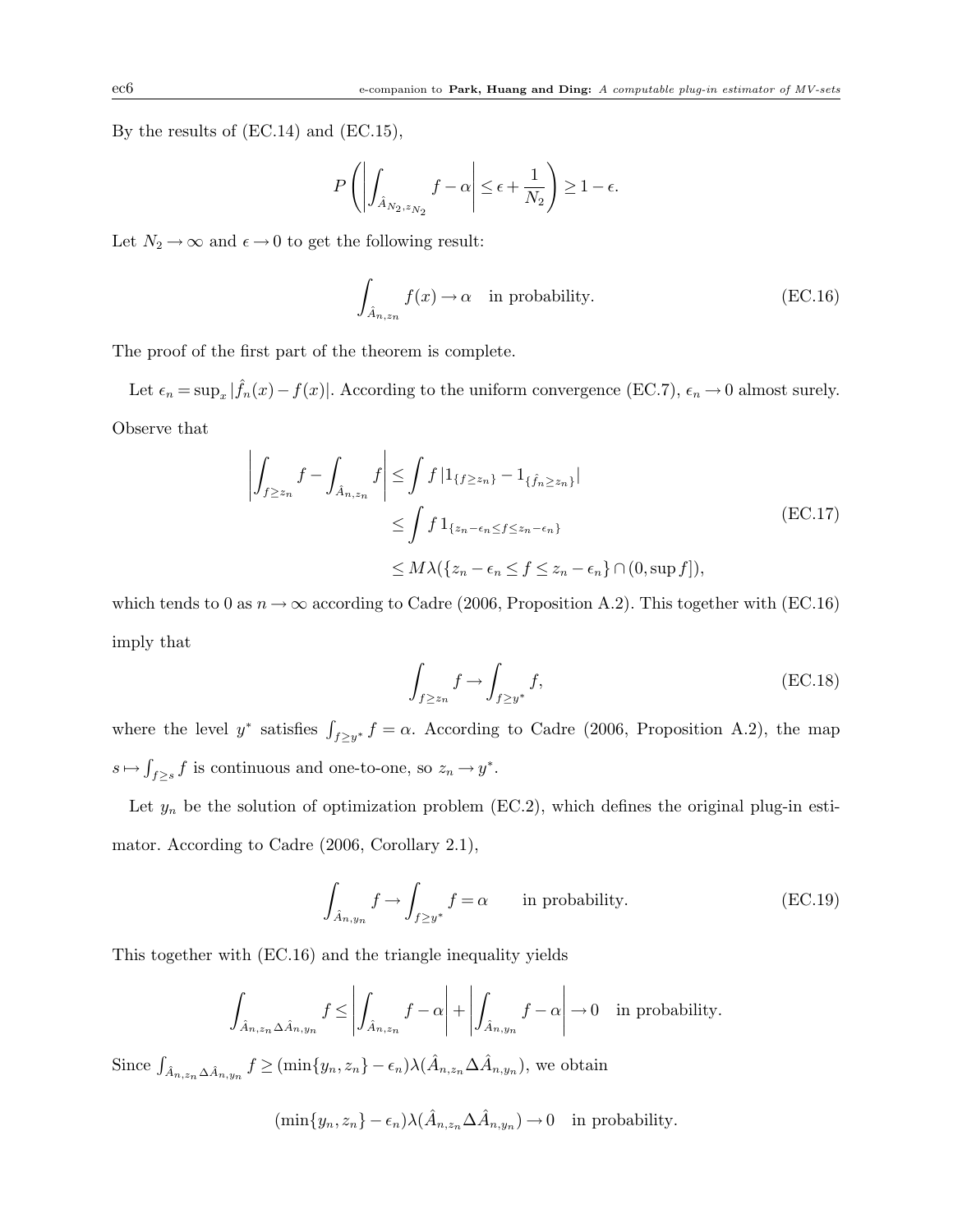By the results of (EC.14) and (EC.15),

$$P\left(\left|\int_{\hat{A}_{N_2,z_{N_2}}} f - \alpha\right| \leq \epsilon + \frac{1}{N_2}\right) \geq 1 - \epsilon.$$

Let $N_2 \to \infty$ and $\epsilon \to 0$ to get the following result:

$$\int_{\hat{A}_{n,z_n}} f(x) \to \alpha \quad \text{in probability.} \tag{EC.16}$$

The proof of the first part of the theorem is complete.

Let $\epsilon_n = \sup_x |\hat{f}_n(x) - f(x)|$. According to the uniform convergence (EC.7), $\epsilon_n \to 0$ almost surely. Observe that

$$\begin{aligned}
\left|\int_{f \geq z_n} f - \int_{\hat{A}_{n,z_n}} f\right| &\leq \int f \, |1_{\{f \geq z_n\}} - 1_{\{\hat{f}_n \geq z_n\}}| \\
&\leq \int f \, 1_{\{z_n - \epsilon_n \leq f \leq z_n - \epsilon_n\}} \\
&\leq M\lambda(\{z_n - \epsilon_n \leq f \leq z_n - \epsilon_n\} \cap (0, \sup f]),
\end{aligned} \tag{EC.17}$$

which tends to 0 as $n \to \infty$ according to Cadre (2006, Proposition A.2). This together with (EC.16) imply that

$$\int_{f \geq z_n} f \to \int_{f \geq y^*} f, \tag{EC.18}$$

where the level $y^*$ satisfies $\int_{f \geq y^*} f = \alpha$. According to Cadre (2006, Proposition A.2), the map $s \mapsto \int_{f \geq s} f$ is continuous and one-to-one, so $z_n \to y^*$.

Let $y_n$ be the solution of optimization problem (EC.2), which defines the original plug-in estimator. According to Cadre (2006, Corollary 2.1),

$$\int_{\hat{A}_{n,y_n}} f \to \int_{f \geq y^*} f = \alpha \qquad \text{in probability.} \tag{EC.19}$$

This together with (EC.16) and the triangle inequality yields

$$\int_{\hat{A}_{n,z_n} \Delta \hat{A}_{n,y_n}} f \leq \left|\int_{\hat{A}_{n,z_n}} f - \alpha\right| + \left|\int_{\hat{A}_{n,y_n}} f - \alpha\right| \to 0 \quad \text{in probability.}$$

Since $\int_{\hat{A}_{n,z_n} \Delta \hat{A}_{n,y_n}} f \geq (\min\{y_n, z_n\} - \epsilon_n)\lambda(\hat{A}_{n,z_n} \Delta \hat{A}_{n,y_n})$, we obtain

$$(\min\{y_n, z_n\} - \epsilon_n)\lambda(\hat{A}_{n,z_n} \Delta \hat{A}_{n,y_n}) \to 0 \quad \text{in probability.}$$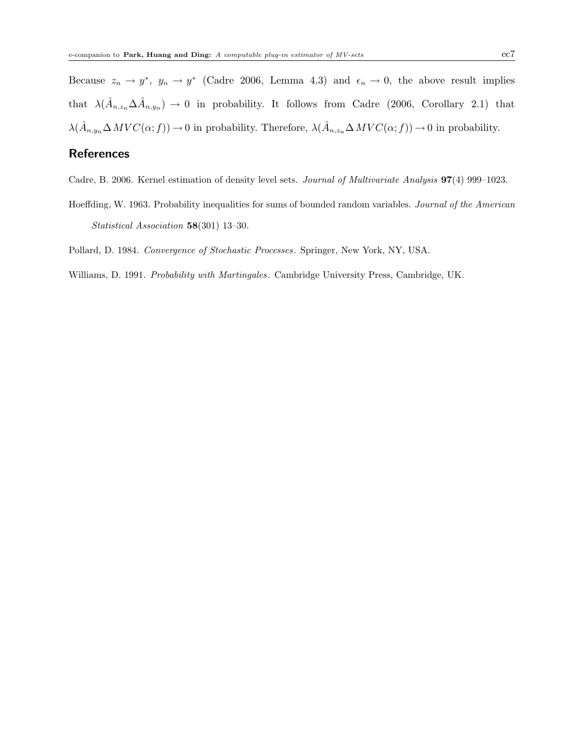Because $z_n \to y^*$, $y_n \to y^*$ (Cadre 2006, Lemma 4.3) and $\epsilon_n \to 0$, the above result implies that $\lambda(\hat{A}_{n,z_n} \Delta \hat{A}_{n,y_n}) \to 0$ in probability. It follows from Cadre (2006, Corollary 2.1) that $\lambda(\hat{A}_{n,y_n} \Delta\, MVC(\alpha; f)) \to 0$ in probability. Therefore, $\lambda(\hat{A}_{n,z_n} \Delta\, MVC(\alpha; f)) \to 0$ in probability.

## References

Cadre, B. 2006. Kernel estimation of density level sets. *Journal of Multivariate Analysis* **97**(4) 999–1023.

Hoeffding, W. 1963. Probability inequalities for sums of bounded random variables. *Journal of the American Statistical Association* **58**(301) 13–30.

Pollard, D. 1984. *Convergence of Stochastic Processes*. Springer, New York, NY, USA.

Williams, D. 1991. *Probability with Martingales*. Cambridge University Press, Cambridge, UK.